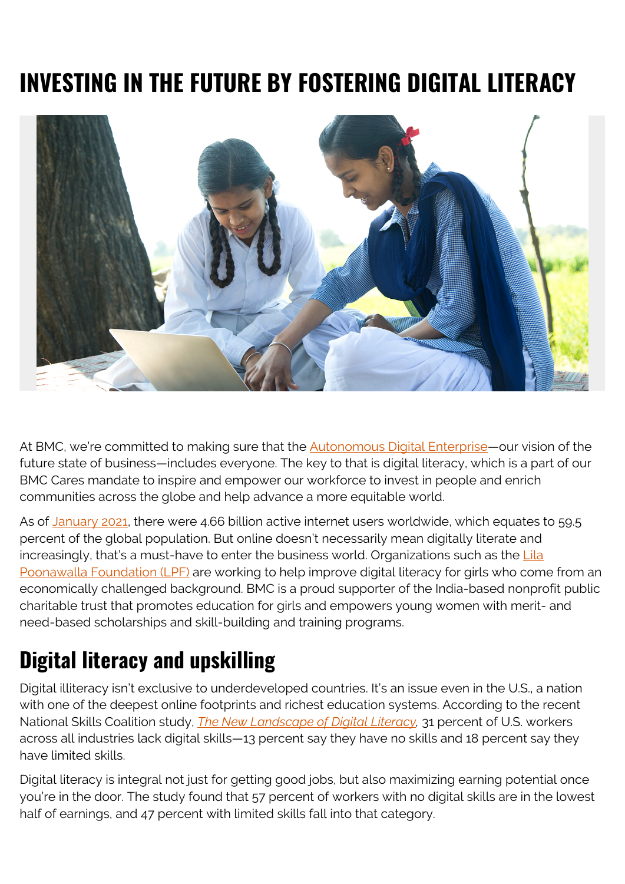# INVESTING IN THE FUTURE BY FOSTERING DIGITAL LITERACY

At BMC, we're committed to making sure that the Autonomous Digital Enterprise—our vision of the future state of business—includes everyone. The key to that is digital literacy, which is a part of our BMC Cares mandate to inspire and empower our workforce to invest in people and enrich communities across the globe and help advance a more equitable world.

As of January 2021, there were 4.66 billion active internet users worldwide, which equates to 59.5 percent of the global population. But online doesn't necessarily mean digitally literate and increasingly, that's a must-have to enter the business world. Organizations such as the Lila Poonawalla Foundation (LPF) are working to help improve digital literacy for girls who come from an economically challenged background. BMC is a proud supporter of the India-based nonprofit public charitable trust that promotes education for girls and empowers young women with merit- and need-based scholarships and skill-building and training programs.

## Digital literacy and upskilling

Digital illiteracy isn't exclusive to underdeveloped countries. It's an issue even in the U.S., a nation with one of the deepest online footprints and richest education systems. According to the recent National Skills Coalition study, *The New Landscape of Digital Literacy*, 31 percent of U.S. workers across all industries lack digital skills—13 percent say they have no skills and 18 percent say they have limited skills.

Digital literacy is integral not just for getting good jobs, but also maximizing earning potential once you're in the door. The study found that 57 percent of workers with no digital skills are in the lowest half of earnings, and 47 percent with limited skills fall into that category.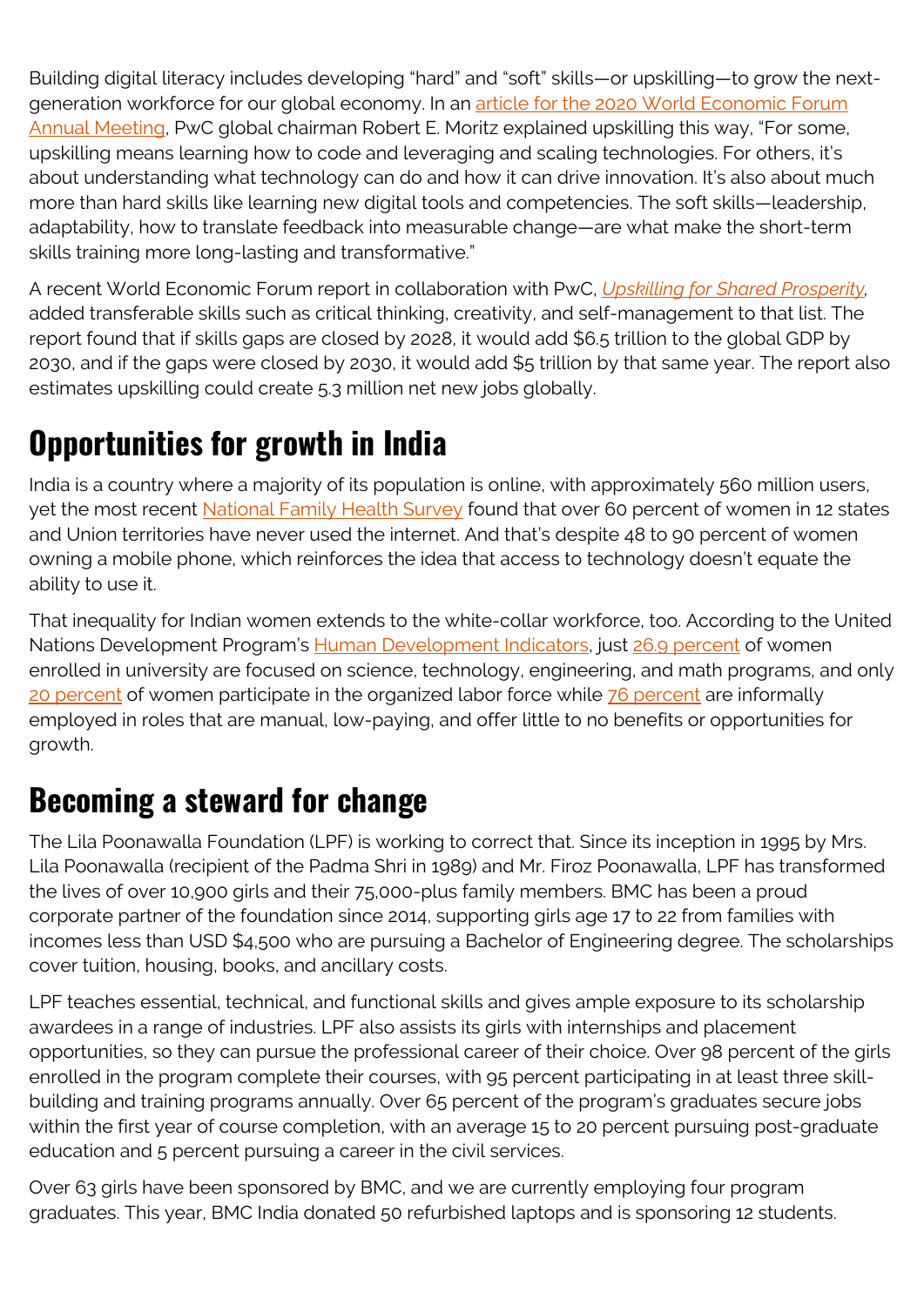Building digital literacy includes developing “hard” and “soft” skills—or upskilling—to grow the next-generation workforce for our global economy. In an [article for the 2020 World Economic Forum Annual Meeting](), PwC global chairman Robert E. Moritz explained upskilling this way, “For some, upskilling means learning how to code and leveraging and scaling technologies. For others, it’s about understanding what technology can do and how it can drive innovation. It’s also about much more than hard skills like learning new digital tools and competencies. The soft skills—leadership, adaptability, how to translate feedback into measurable change—are what make the short-term skills training more long-lasting and transformative.”

A recent World Economic Forum report in collaboration with PwC, *Upskilling for Shared Prosperity*, added transferable skills such as critical thinking, creativity, and self-management to that list. The report found that if skills gaps are closed by 2028, it would add $6.5 trillion to the global GDP by 2030, and if the gaps were closed by 2030, it would add $5 trillion by that same year. The report also estimates upskilling could create 5.3 million net new jobs globally.

## Opportunities for growth in India

India is a country where a majority of its population is online, with approximately 560 million users, yet the most recent National Family Health Survey found that over 60 percent of women in 12 states and Union territories have never used the internet. And that’s despite 48 to 90 percent of women owning a mobile phone, which reinforces the idea that access to technology doesn’t equate the ability to use it.

That inequality for Indian women extends to the white-collar workforce, too. According to the United Nations Development Program’s Human Development Indicators, just 26.9 percent of women enrolled in university are focused on science, technology, engineering, and math programs, and only 20 percent of women participate in the organized labor force while 76 percent are informally employed in roles that are manual, low-paying, and offer little to no benefits or opportunities for growth.

## Becoming a steward for change

The Lila Poonawalla Foundation (LPF) is working to correct that. Since its inception in 1995 by Mrs. Lila Poonawalla (recipient of the Padma Shri in 1989) and Mr. Firoz Poonawalla, LPF has transformed the lives of over 10,900 girls and their 75,000-plus family members. BMC has been a proud corporate partner of the foundation since 2014, supporting girls age 17 to 22 from families with incomes less than USD $4,500 who are pursuing a Bachelor of Engineering degree. The scholarships cover tuition, housing, books, and ancillary costs.

LPF teaches essential, technical, and functional skills and gives ample exposure to its scholarship awardees in a range of industries. LPF also assists its girls with internships and placement opportunities, so they can pursue the professional career of their choice. Over 98 percent of the girls enrolled in the program complete their courses, with 95 percent participating in at least three skill-building and training programs annually. Over 65 percent of the program’s graduates secure jobs within the first year of course completion, with an average 15 to 20 percent pursuing post-graduate education and 5 percent pursuing a career in the civil services.

Over 63 girls have been sponsored by BMC, and we are currently employing four program graduates. This year, BMC India donated 50 refurbished laptops and is sponsoring 12 students.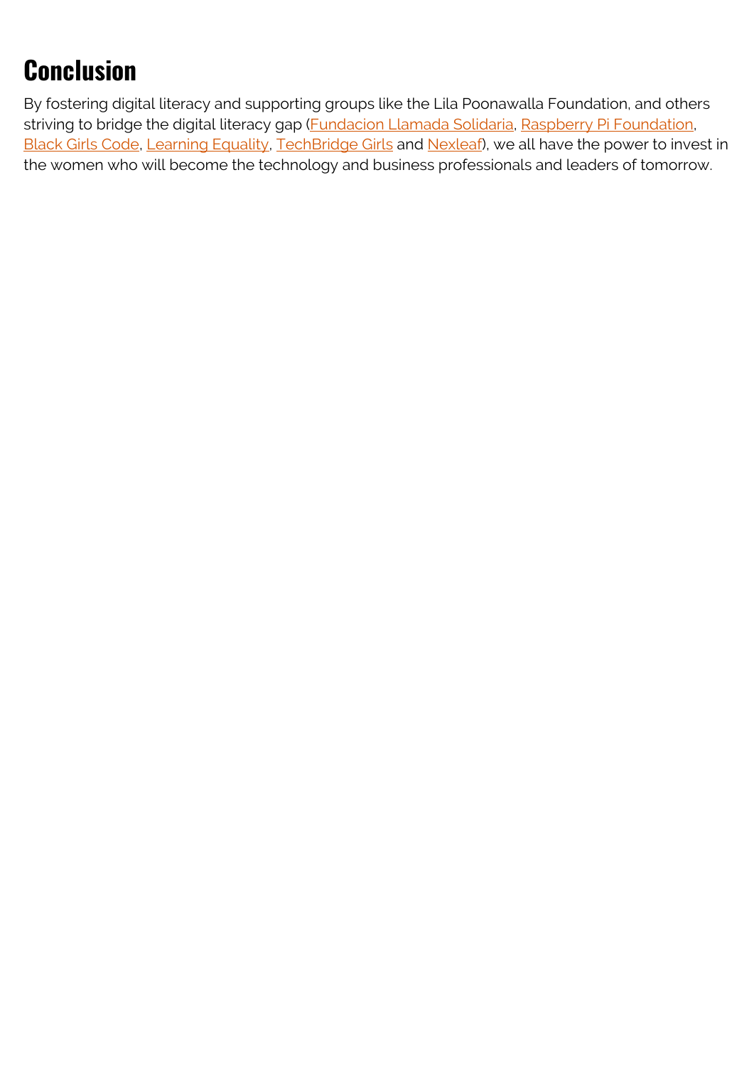## Conclusion

By fostering digital literacy and supporting groups like the Lila Poonawalla Foundation, and others striving to bridge the digital literacy gap (Fundacion Llamada Solidaria, Raspberry Pi Foundation, Black Girls Code, Learning Equality, TechBridge Girls and Nexleaf), we all have the power to invest in the women who will become the technology and business professionals and leaders of tomorrow.